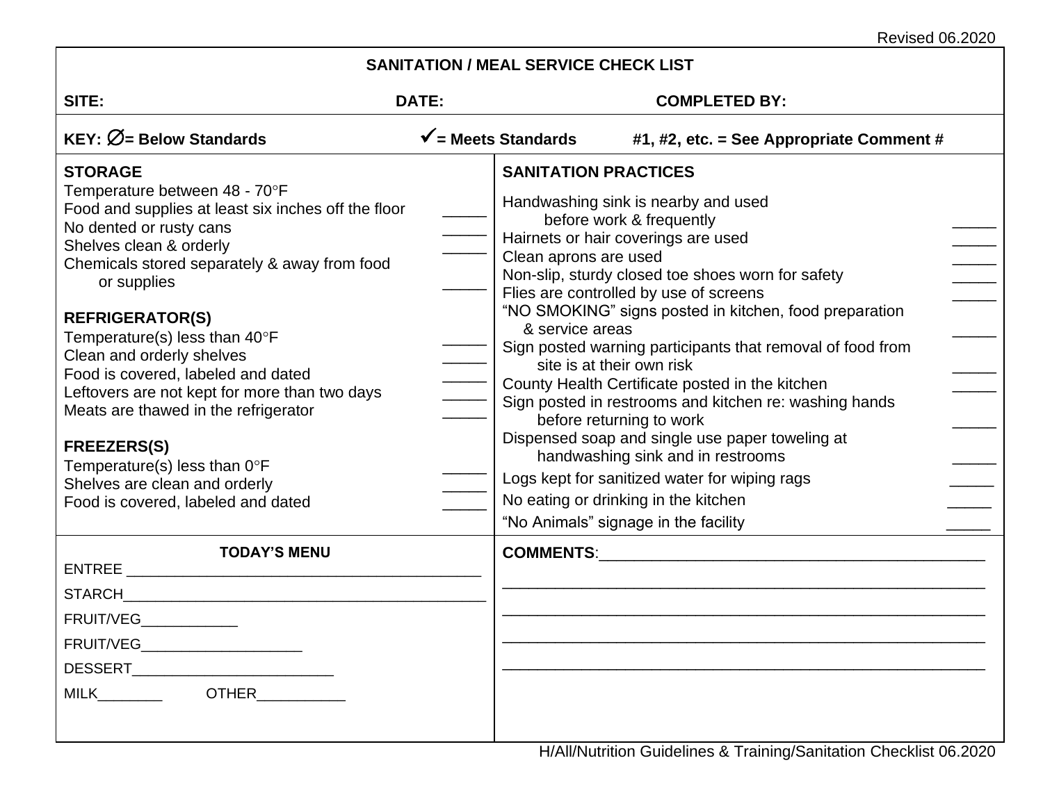Revised 06.2020

# SANITATION / MEAL SERVICE CHECK LIST

**SITE:** **DATE:** **COMPLETED BY:**

**KEY: ∅= Below Standards** **✓= Meets Standards** **#1, #2, etc. = See Appropriate Comment #**

## STORAGE

Temperature between 48 - 70°F
Food and supplies at least six inches off the floor _____
No dented or rusty cans _____
Shelves clean & orderly _____
Chemicals stored separately & away from food or supplies _____

## REFRIGERATOR(S)

Temperature(s) less than 40°F _____
Clean and orderly shelves _____
Food is covered, labeled and dated _____
Leftovers are not kept for more than two days _____
Meats are thawed in the refrigerator _____

## FREEZERS(S)

Temperature(s) less than 0°F _____
Shelves are clean and orderly _____
Food is covered, labeled and dated _____

## SANITATION PRACTICES

Handwashing sink is nearby and used before work & frequently _____
Hairnets or hair coverings are used _____
Clean aprons are used _____
Non-slip, sturdy closed toe shoes worn for safety _____
Flies are controlled by use of screens _____
"NO SMOKING" signs posted in kitchen, food preparation & service areas _____
Sign posted warning participants that removal of food from site is at their own risk _____
County Health Certificate posted in the kitchen _____
Sign posted in restrooms and kitchen re: washing hands before returning to work _____
Dispensed soap and single use paper toweling at handwashing sink and in restrooms _____
Logs kept for sanitized water for wiping rags _____
No eating or drinking in the kitchen _____
"No Animals" signage in the facility _____

## TODAY'S MENU

ENTREE ____________________________________________
STARCH_____________________________________________
FRUIT/VEG____________
FRUIT/VEG____________________
DESSERT_________________________
MILK________ OTHER___________

**COMMENTS**:_____________________________________________
____________________________________________________________
____________________________________________________________
____________________________________________________________
____________________________________________________________

H/All/Nutrition Guidelines & Training/Sanitation Checklist 06.2020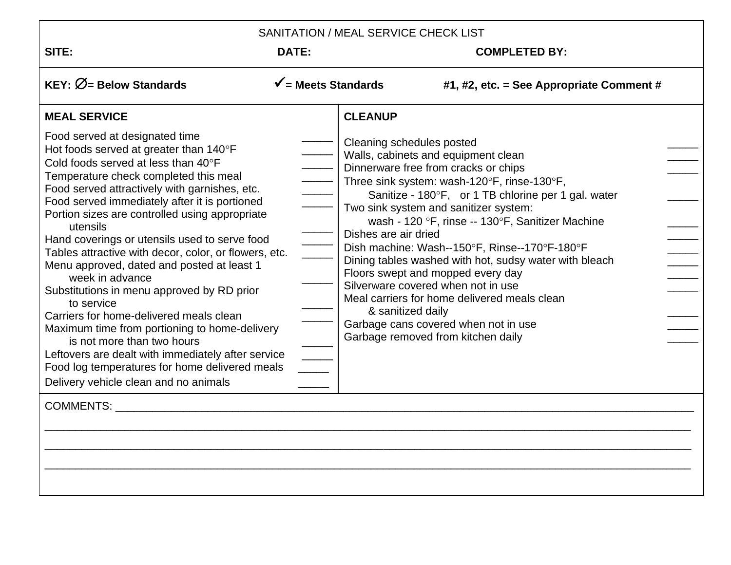SANITATION / MEAL SERVICE CHECK LIST

**SITE:** **DATE:** **COMPLETED BY:**

**KEY: ∅= Below Standards** **✓= Meets Standards** **#1, #2, etc. = See Appropriate Comment #**

| **MEAL SERVICE** | | **CLEANUP** | |
|---|---|---|---|
| Food served at designated time | _____ | Cleaning schedules posted | _____ |
| Hot foods served at greater than 140°F | _____ | Walls, cabinets and equipment clean | _____ |
| Cold foods served at less than 40°F | _____ | Dinnerware free from cracks or chips | _____ |
| Temperature check completed this meal | _____ | Three sink system: wash-120°F, rinse-130°F, Sanitize - 180°F, or 1 TB chlorine per 1 gal. water | _____ |
| Food served attractively with garnishes, etc. | _____ | Two sink system and sanitizer system: wash - 120 °F, rinse -- 130°F, Sanitizer Machine | _____ |
| Food served immediately after it is portioned | _____ | Dishes are air dried | _____ |
| Portion sizes are controlled using appropriate utensils | _____ | Dish machine: Wash--150°F, Rinse--170°F-180°F | _____ |
| Hand coverings or utensils used to serve food | _____ | Dining tables washed with hot, sudsy water with bleach | _____ |
| Tables attractive with decor, color, or flowers, etc. | _____ | Floors swept and mopped every day | _____ |
| Menu approved, dated and posted at least 1 week in advance | _____ | Silverware covered when not in use | _____ |
| Substitutions in menu approved by RD prior to service | _____ | Meal carriers for home delivered meals clean & sanitized daily | _____ |
| Carriers for home-delivered meals clean | _____ | Garbage cans covered when not in use | _____ |
| Maximum time from portioning to home-delivery is not more than two hours | _____ | Garbage removed from kitchen daily | _____ |
| Leftovers are dealt with immediately after service | _____ | | |
| Food log temperatures for home delivered meals | _____ | | |
| Delivery vehicle clean and no animals | _____ | | |

COMMENTS: ____________________________________________________________________________

______________________________________________________________________________________

______________________________________________________________________________________

______________________________________________________________________________________